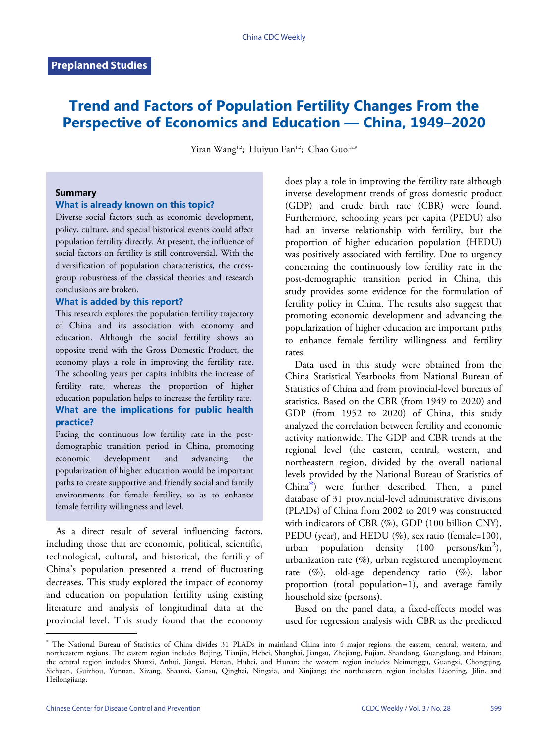Preplanned Studies

# Trend and Factors of Population Fertility Changes From the Perspective of Economics and Education — China, 1949–2020

Yiran Wang[1,2]; Huiyun Fan[1,2]; Chao Guo[1,2,#]

### Summary

**What is already known on this topic?**

Diverse social factors such as economic development, policy, culture, and special historical events could affect population fertility directly. At present, the influence of social factors on fertility is still controversial. With the diversification of population characteristics, the cross-group robustness of the classical theories and research conclusions are broken.

**What is added by this report?**

This research explores the population fertility trajectory of China and its association with economy and education. Although the social fertility shows an opposite trend with the Gross Domestic Product, the economy plays a role in improving the fertility rate. The schooling years per capita inhibits the increase of fertility rate, whereas the proportion of higher education population helps to increase the fertility rate.

**What are the implications for public health practice?**

Facing the continuous low fertility rate in the post-demographic transition period in China, promoting economic development and advancing the popularization of higher education would be important paths to create supportive and friendly social and family environments for female fertility, so as to enhance female fertility willingness and level.

As a direct result of several influencing factors, including those that are economic, political, scientific, technological, cultural, and historical, the fertility of China's population presented a trend of fluctuating decreases. This study explored the impact of economy and education on population fertility using existing literature and analysis of longitudinal data at the provincial level. This study found that the economy does play a role in improving the fertility rate although inverse development trends of gross domestic product (GDP) and crude birth rate (CBR) were found. Furthermore, schooling years per capita (PEDU) also had an inverse relationship with fertility, but the proportion of higher education population (HEDU) was positively associated with fertility. Due to urgency concerning the continuously low fertility rate in the post-demographic transition period in China, this study provides some evidence for the formulation of fertility policy in China. The results also suggest that promoting economic development and advancing the popularization of higher education are important paths to enhance female fertility willingness and fertility rates.

Data used in this study were obtained from the China Statistical Yearbooks from National Bureau of Statistics of China and from provincial-level bureaus of statistics. Based on the CBR (from 1949 to 2020) and GDP (from 1952 to 2020) of China, this study analyzed the correlation between fertility and economic activity nationwide. The GDP and CBR trends at the regional level (the eastern, central, western, and northeastern region, divided by the overall national levels provided by the National Bureau of Statistics of China*) were further described. Then, a panel database of 31 provincial-level administrative divisions (PLADs) of China from 2002 to 2019 was constructed with indicators of CBR (%), GDP (100 billion CNY), PEDU (year), and HEDU (%), sex ratio (female=100), urban population density (100 persons/km$^2$), urbanization rate (%), urban registered unemployment rate (%), old-age dependency ratio (%), labor proportion (total population=1), and average family household size (persons).

Based on the panel data, a fixed-effects model was used for regression analysis with CBR as the predicted

* The National Bureau of Statistics of China divides 31 PLADs in mainland China into 4 major regions: the eastern, central, western, and northeastern regions. The eastern region includes Beijing, Tianjin, Hebei, Shanghai, Jiangsu, Zhejiang, Fujian, Shandong, Guangdong, and Hainan; the central region includes Shanxi, Anhui, Jiangxi, Henan, Hubei, and Hunan; the western region includes Neimenggu, Guangxi, Chongqing, Sichuan, Guizhou, Yunnan, Xizang, Shaanxi, Gansu, Qinghai, Ningxia, and Xinjiang; the northeastern region includes Liaoning, Jilin, and Heilongjiang.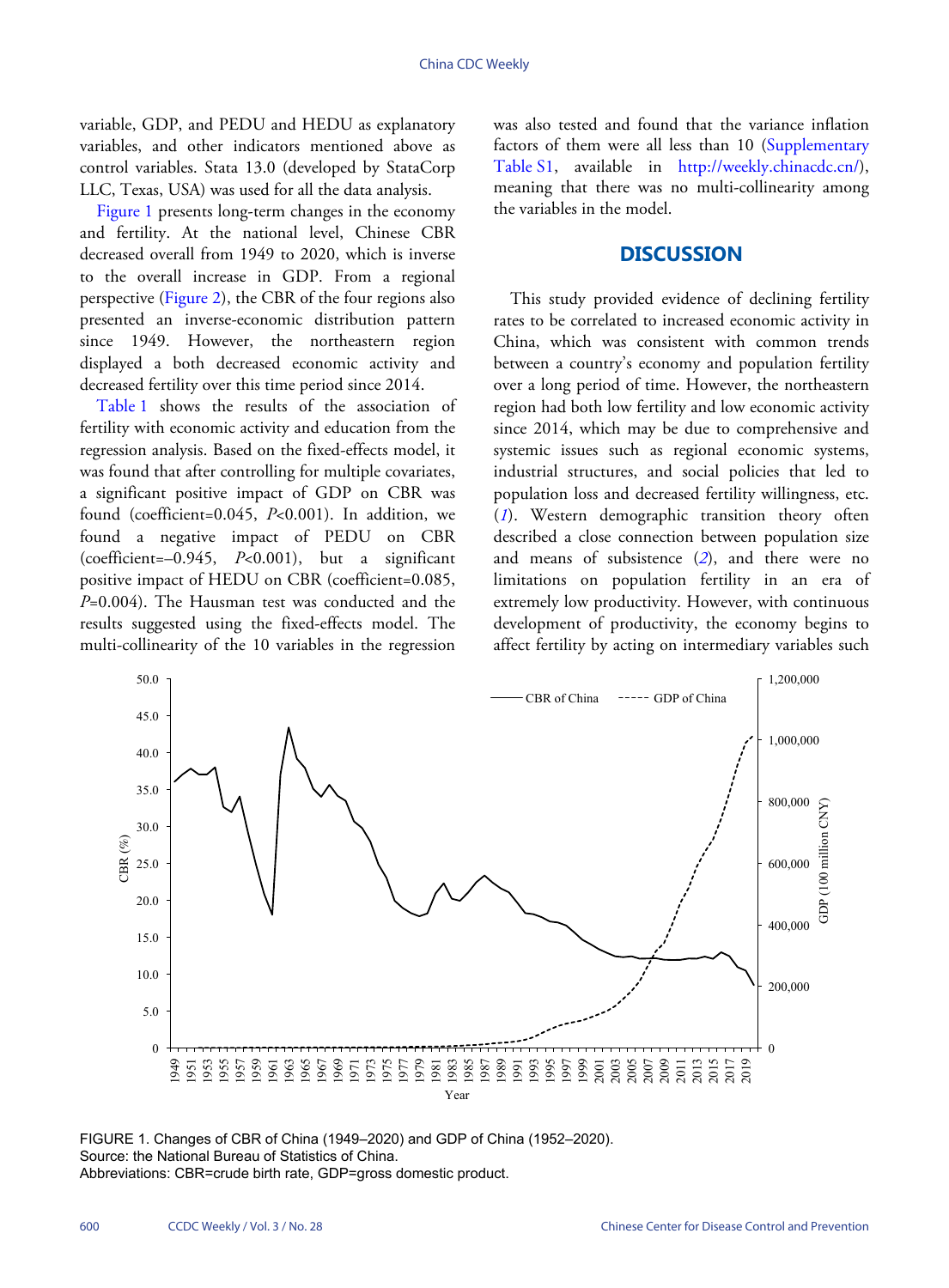variable, GDP, and PEDU and HEDU as explanatory variables, and other indicators mentioned above as control variables. Stata 13.0 (developed by StataCorp LLC, Texas, USA) was used for all the data analysis.

Figure 1 presents long-term changes in the economy and fertility. At the national level, Chinese CBR decreased overall from 1949 to 2020, which is inverse to the overall increase in GDP. From a regional perspective (Figure 2), the CBR of the four regions also presented an inverse-economic distribution pattern since 1949. However, the northeastern region displayed a both decreased economic activity and decreased fertility over this time period since 2014.

Table 1 shows the results of the association of fertility with economic activity and education from the regression analysis. Based on the fixed-effects model, it was found that after controlling for multiple covariates, a significant positive impact of GDP on CBR was found (coefficient=0.045, $P$<0.001). In addition, we found a negative impact of PEDU on CBR (coefficient=−0.945, $P$<0.001), but a significant positive impact of HEDU on CBR (coefficient=0.085, $P$=0.004). The Hausman test was conducted and the results suggested using the fixed-effects model. The multi-collinearity of the 10 variables in the regression was also tested and found that the variance inflation factors of them were all less than 10 (Supplementary Table S1, available in http://weekly.chinacdc.cn/), meaning that there was no multi-collinearity among the variables in the model.

## DISCUSSION

This study provided evidence of declining fertility rates to be correlated to increased economic activity in China, which was consistent with common trends between a country's economy and population fertility over a long period of time. However, the northeastern region had both low fertility and low economic activity since 2014, which may be due to comprehensive and systemic issues such as regional economic systems, industrial structures, and social policies that led to population loss and decreased fertility willingness, etc. ([1]). Western demographic transition theory often described a close connection between population size and means of subsistence ([2]), and there were no limitations on population fertility in an era of extremely low productivity. However, with continuous development of productivity, the economy begins to affect fertility by acting on intermediary variables such

FIGURE 1. Changes of CBR of China (1949–2020) and GDP of China (1952–2020).
Source: the National Bureau of Statistics of China.
Abbreviations: CBR=crude birth rate, GDP=gross domestic product.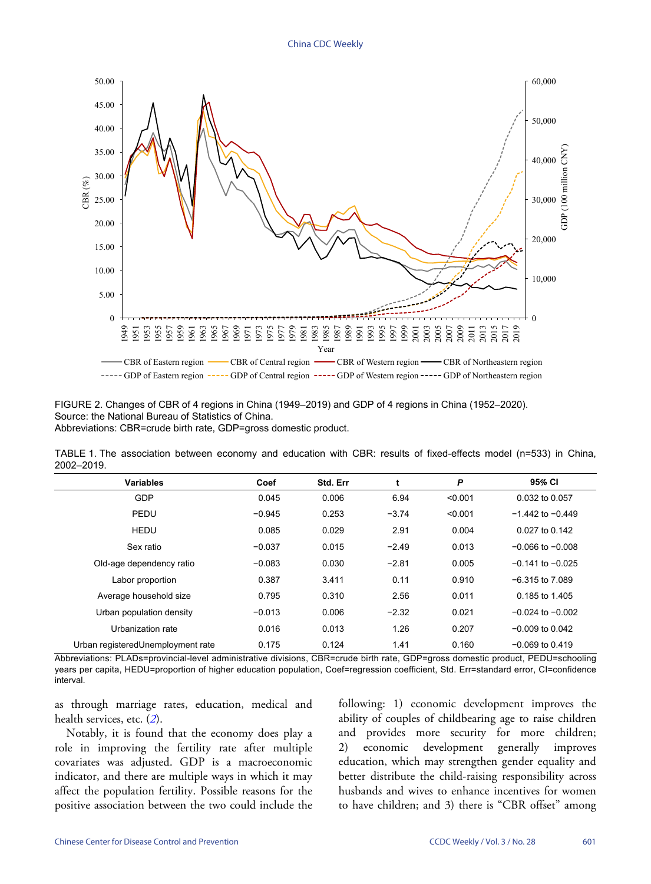FIGURE 2. Changes of CBR of 4 regions in China (1949–2019) and GDP of 4 regions in China (1952–2020).
Source: the National Bureau of Statistics of China.
Abbreviations: CBR=crude birth rate, GDP=gross domestic product.

TABLE 1. The association between economy and education with CBR: results of fixed-effects model (n=533) in China, 2002–2019.

| Variables | Coef | Std. Err | t | *P* | 95% CI |
|---|---|---|---|---|---|
| GDP | 0.045 | 0.006 | 6.94 | <0.001 | 0.032 to 0.057 |
| PEDU | −0.945 | 0.253 | −3.74 | <0.001 | −1.442 to −0.449 |
| HEDU | 0.085 | 0.029 | 2.91 | 0.004 | 0.027 to 0.142 |
| Sex ratio | −0.037 | 0.015 | −2.49 | 0.013 | −0.066 to −0.008 |
| Old-age dependency ratio | −0.083 | 0.030 | −2.81 | 0.005 | −0.141 to −0.025 |
| Labor proportion | 0.387 | 3.411 | 0.11 | 0.910 | −6.315 to 7.089 |
| Average household size | 0.795 | 0.310 | 2.56 | 0.011 | 0.185 to 1.405 |
| Urban population density | −0.013 | 0.006 | −2.32 | 0.021 | −0.024 to −0.002 |
| Urbanization rate | 0.016 | 0.013 | 1.26 | 0.207 | −0.009 to 0.042 |
| Urban registeredUnemployment rate | 0.175 | 0.124 | 1.41 | 0.160 | −0.069 to 0.419 |

Abbreviations: PLADs=provincial-level administrative divisions, CBR=crude birth rate, GDP=gross domestic product, PEDU=schooling years per capita, HEDU=proportion of higher education population, Coef=regression coefficient, Std. Err=standard error, CI=confidence interval.

as through marriage rates, education, medical and health services, etc. (*2*).

Notably, it is found that the economy does play a role in improving the fertility rate after multiple covariates was adjusted. GDP is a macroeconomic indicator, and there are multiple ways in which it may affect the population fertility. Possible reasons for the positive association between the two could include the following: 1) economic development improves the ability of couples of childbearing age to raise children and provides more security for more children; 2) economic development generally improves education, which may strengthen gender equality and better distribute the child-raising responsibility across husbands and wives to enhance incentives for women to have children; and 3) there is "CBR offset" among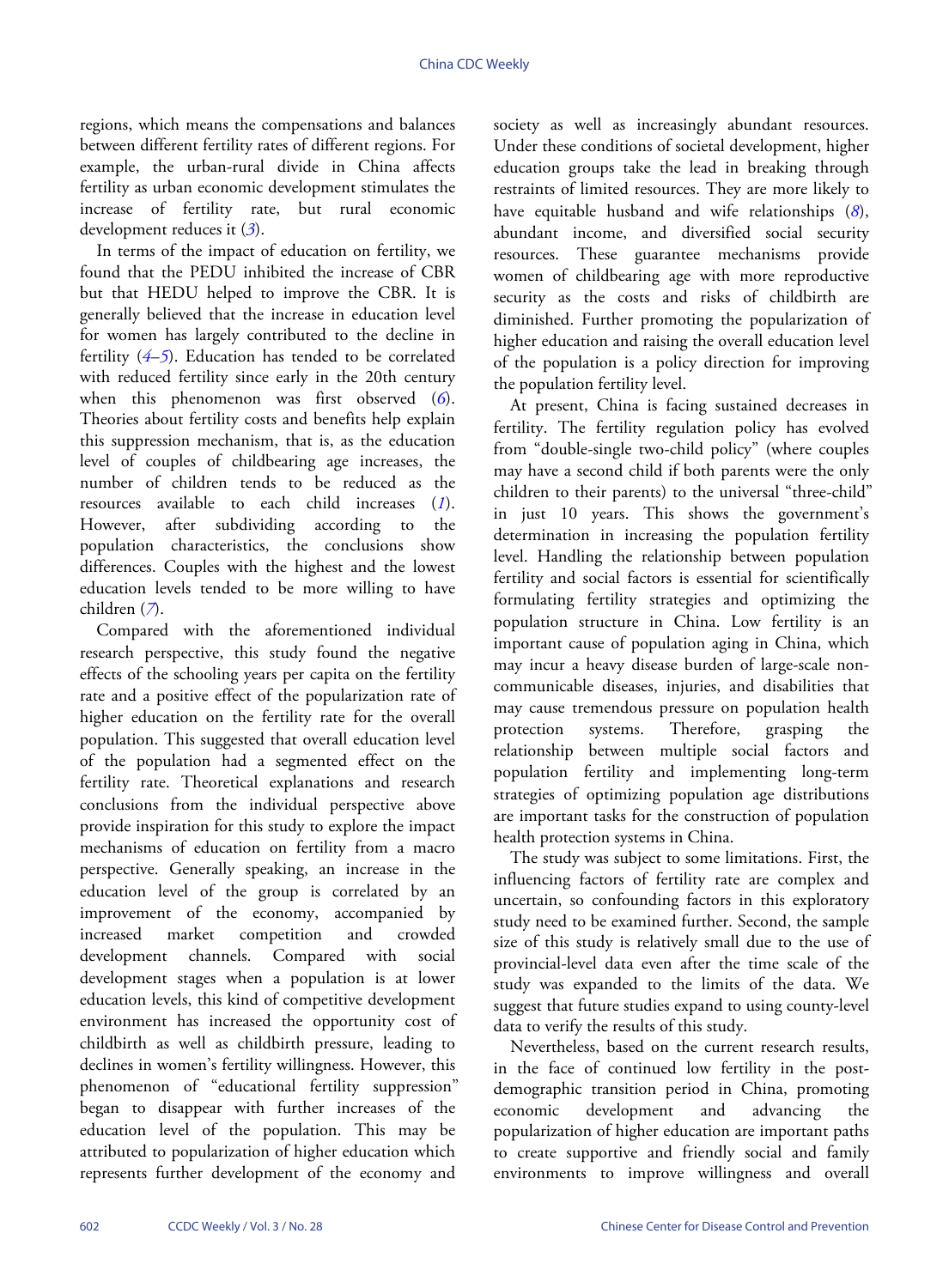regions, which means the compensations and balances between different fertility rates of different regions. For example, the urban-rural divide in China affects fertility as urban economic development stimulates the increase of fertility rate, but rural economic development reduces it (*3*).

In terms of the impact of education on fertility, we found that the PEDU inhibited the increase of CBR but that HEDU helped to improve the CBR. It is generally believed that the increase in education level for women has largely contributed to the decline in fertility (*4–5*). Education has tended to be correlated with reduced fertility since early in the 20th century when this phenomenon was first observed (*6*). Theories about fertility costs and benefits help explain this suppression mechanism, that is, as the education level of couples of childbearing age increases, the number of children tends to be reduced as the resources available to each child increases (*1*). However, after subdividing according to the population characteristics, the conclusions show differences. Couples with the highest and the lowest education levels tended to be more willing to have children (*7*).

Compared with the aforementioned individual research perspective, this study found the negative effects of the schooling years per capita on the fertility rate and a positive effect of the popularization rate of higher education on the fertility rate for the overall population. This suggested that overall education level of the population had a segmented effect on the fertility rate. Theoretical explanations and research conclusions from the individual perspective above provide inspiration for this study to explore the impact mechanisms of education on fertility from a macro perspective. Generally speaking, an increase in the education level of the group is correlated by an improvement of the economy, accompanied by increased market competition and crowded development channels. Compared with social development stages when a population is at lower education levels, this kind of competitive development environment has increased the opportunity cost of childbirth as well as childbirth pressure, leading to declines in women's fertility willingness. However, this phenomenon of "educational fertility suppression" began to disappear with further increases of the education level of the population. This may be attributed to popularization of higher education which represents further development of the economy and society as well as increasingly abundant resources. Under these conditions of societal development, higher education groups take the lead in breaking through restraints of limited resources. They are more likely to have equitable husband and wife relationships (*8*), abundant income, and diversified social security resources. These guarantee mechanisms provide women of childbearing age with more reproductive security as the costs and risks of childbirth are diminished. Further promoting the popularization of higher education and raising the overall education level of the population is a policy direction for improving the population fertility level.

At present, China is facing sustained decreases in fertility. The fertility regulation policy has evolved from "double-single two-child policy" (where couples may have a second child if both parents were the only children to their parents) to the universal "three-child" in just 10 years. This shows the government's determination in increasing the population fertility level. Handling the relationship between population fertility and social factors is essential for scientifically formulating fertility strategies and optimizing the population structure in China. Low fertility is an important cause of population aging in China, which may incur a heavy disease burden of large-scale non-communicable diseases, injuries, and disabilities that may cause tremendous pressure on population health protection systems. Therefore, grasping the relationship between multiple social factors and population fertility and implementing long-term strategies of optimizing population age distributions are important tasks for the construction of population health protection systems in China.

The study was subject to some limitations. First, the influencing factors of fertility rate are complex and uncertain, so confounding factors in this exploratory study need to be examined further. Second, the sample size of this study is relatively small due to the use of provincial-level data even after the time scale of the study was expanded to the limits of the data. We suggest that future studies expand to using county-level data to verify the results of this study.

Nevertheless, based on the current research results, in the face of continued low fertility in the post-demographic transition period in China, promoting economic development and advancing the popularization of higher education are important paths to create supportive and friendly social and family environments to improve willingness and overall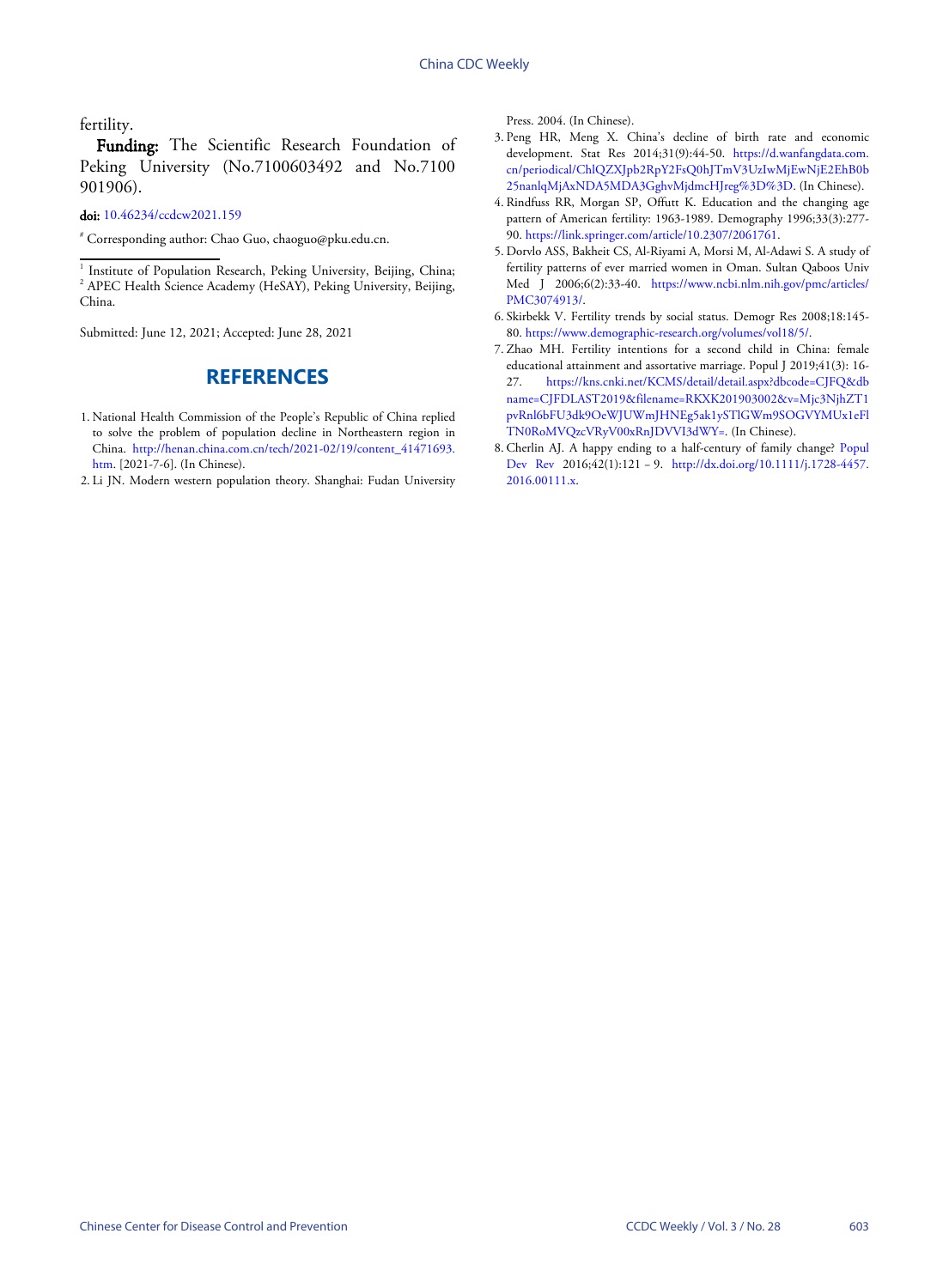fertility.

**Funding:** The Scientific Research Foundation of Peking University (No.7100603492 and No.7100901906).

**doi:** 10.46234/ccdcw2021.159

[#] Corresponding author: Chao Guo, chaoguo@pku.edu.cn.

[1] Institute of Population Research, Peking University, Beijing, China; [2] APEC Health Science Academy (HeSAY), Peking University, Beijing, China.

Submitted: June 12, 2021; Accepted: June 28, 2021

## REFERENCES

1. National Health Commission of the People's Republic of China replied to solve the problem of population decline in Northeastern region in China. http://henan.china.com.cn/tech/2021-02/19/content_41471693.htm. [2021-7-6]. (In Chinese).
2. Li JN. Modern western population theory. Shanghai: Fudan University Press. 2004. (In Chinese).
3. Peng HR, Meng X. China's decline of birth rate and economic development. Stat Res 2014;31(9):44-50. https://d.wanfangdata.com.cn/periodical/ChlQZXJpb2RpY2FsQ0hJTmV3UzIwMjEwNjE2EhB0b25nanlqMjAxNDA5MDA3GghvMjdmcHJreg%3D%3D. (In Chinese).
4. Rindfuss RR, Morgan SP, Offutt K. Education and the changing age pattern of American fertility: 1963-1989. Demography 1996;33(3):277-90. https://link.springer.com/article/10.2307/2061761.
5. Dorvlo ASS, Bakheit CS, Al-Riyami A, Morsi M, Al-Adawi S. A study of fertility patterns of ever married women in Oman. Sultan Qaboos Univ Med J 2006;6(2):33-40. https://www.ncbi.nlm.nih.gov/pmc/articles/PMC3074913/.
6. Skirbekk V. Fertility trends by social status. Demogr Res 2008;18:145-80. https://www.demographic-research.org/volumes/vol18/5/.
7. Zhao MH. Fertility intentions for a second child in China: female educational attainment and assortative marriage. Popul J 2019;41(3): 16-27. https://kns.cnki.net/KCMS/detail/detail.aspx?dbcode=CJFQ&dbname=CJFDLAST2019&filename=RKXK201903002&v=Mjc3NjhZT1pvRnl6bFU3dk9OeWJUWmJHNEg5ak1ySTlGWm9SOGVYMUx1eFlTN0RoMVQzcVRyV00xRnJDVVI3dWY=. (In Chinese).
8. Cherlin AJ. A happy ending to a half-century of family change? Popul Dev Rev 2016;42(1):121 – 9. http://dx.doi.org/10.1111/j.1728-4457.2016.00111.x.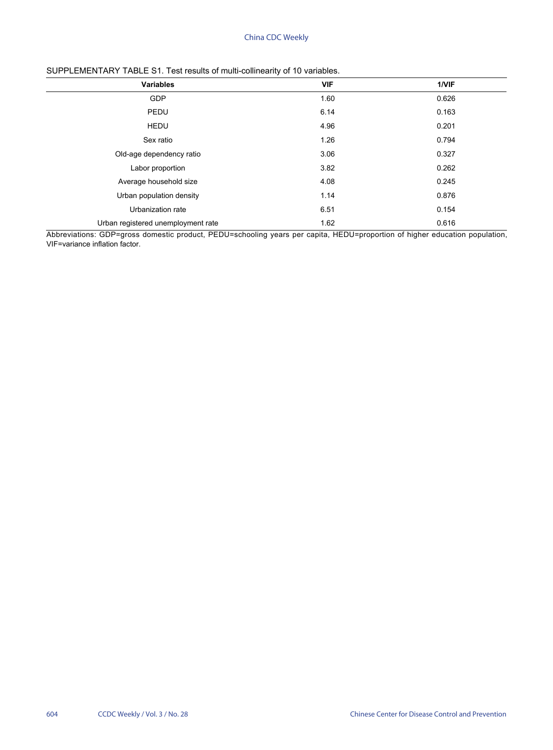SUPPLEMENTARY TABLE S1. Test results of multi-collinearity of 10 variables.

| Variables | VIF | 1/VIF |
|---|---|---|
| GDP | 1.60 | 0.626 |
| PEDU | 6.14 | 0.163 |
| HEDU | 4.96 | 0.201 |
| Sex ratio | 1.26 | 0.794 |
| Old-age dependency ratio | 3.06 | 0.327 |
| Labor proportion | 3.82 | 0.262 |
| Average household size | 4.08 | 0.245 |
| Urban population density | 1.14 | 0.876 |
| Urbanization rate | 6.51 | 0.154 |
| Urban registered unemployment rate | 1.62 | 0.616 |

Abbreviations: GDP=gross domestic product, PEDU=schooling years per capita, HEDU=proportion of higher education population, VIF=variance inflation factor.